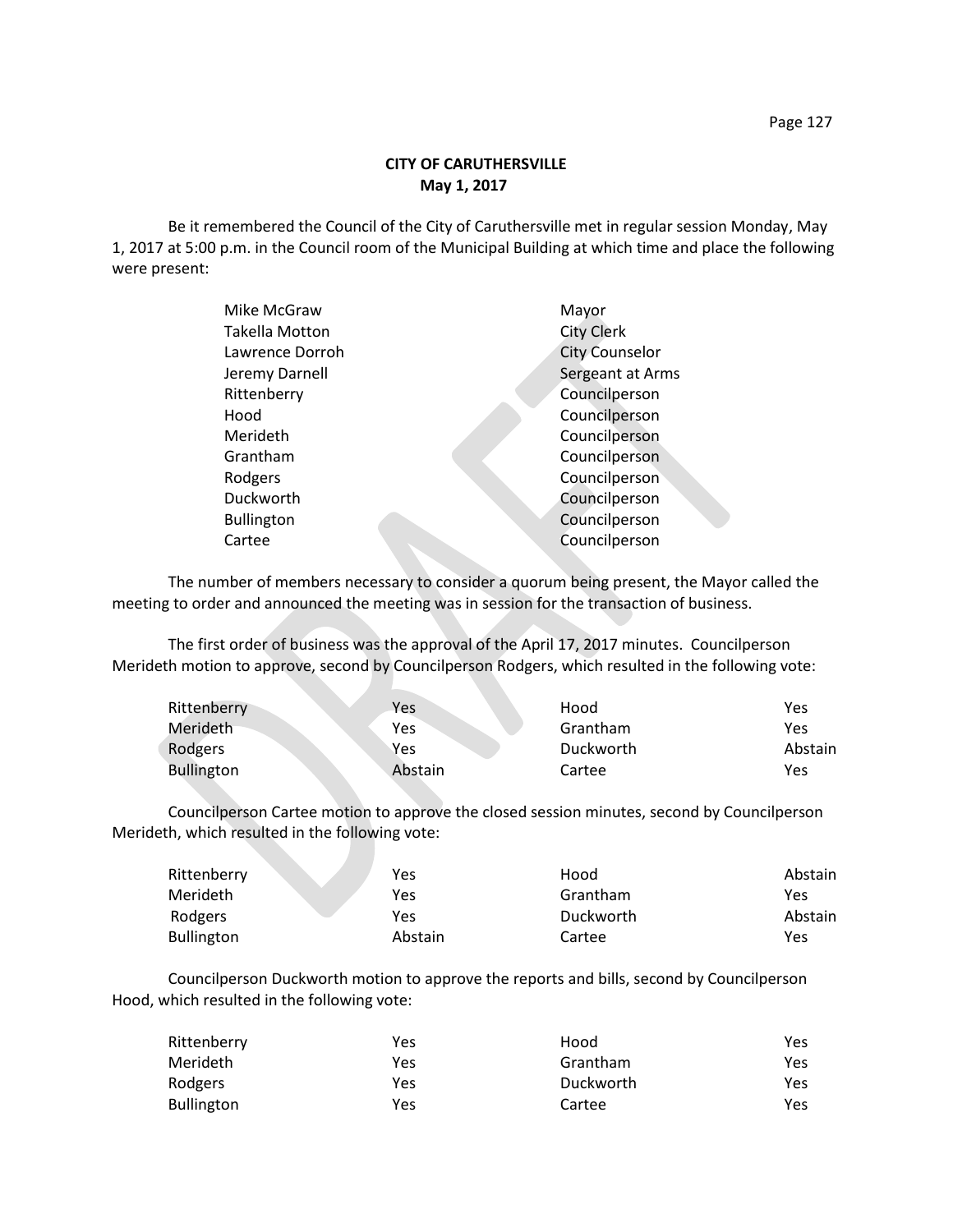# CITY OF CARUTHERSVILLE
## May 1, 2017

Be it remembered the Council of the City of Caruthersville met in regular session Monday, May 1, 2017 at 5:00 p.m. in the Council room of the Municipal Building at which time and place the following were present:

| | |
|---|---|
| Mike McGraw | Mayor |
| Takella Motton | City Clerk |
| Lawrence Dorroh | City Counselor |
| Jeremy Darnell | Sergeant at Arms |
| Rittenberry | Councilperson |
| Hood | Councilperson |
| Merideth | Councilperson |
| Grantham | Councilperson |
| Rodgers | Councilperson |
| Duckworth | Councilperson |
| Bullington | Councilperson |
| Cartee | Councilperson |

The number of members necessary to consider a quorum being present, the Mayor called the meeting to order and announced the meeting was in session for the transaction of business.

The first order of business was the approval of the April 17, 2017 minutes. Councilperson Merideth motion to approve, second by Councilperson Rodgers, which resulted in the following vote:

| | | | |
|---|---|---|---|
| Rittenberry | Yes | Hood | Yes |
| Merideth | Yes | Grantham | Yes |
| Rodgers | Yes | Duckworth | Abstain |
| Bullington | Abstain | Cartee | Yes |

Councilperson Cartee motion to approve the closed session minutes, second by Councilperson Merideth, which resulted in the following vote:

| | | | |
|---|---|---|---|
| Rittenberry | Yes | Hood | Abstain |
| Merideth | Yes | Grantham | Yes |
| Rodgers | Yes | Duckworth | Abstain |
| Bullington | Abstain | Cartee | Yes |

Councilperson Duckworth motion to approve the reports and bills, second by Councilperson Hood, which resulted in the following vote:

| | | | |
|---|---|---|---|
| Rittenberry | Yes | Hood | Yes |
| Merideth | Yes | Grantham | Yes |
| Rodgers | Yes | Duckworth | Yes |
| Bullington | Yes | Cartee | Yes |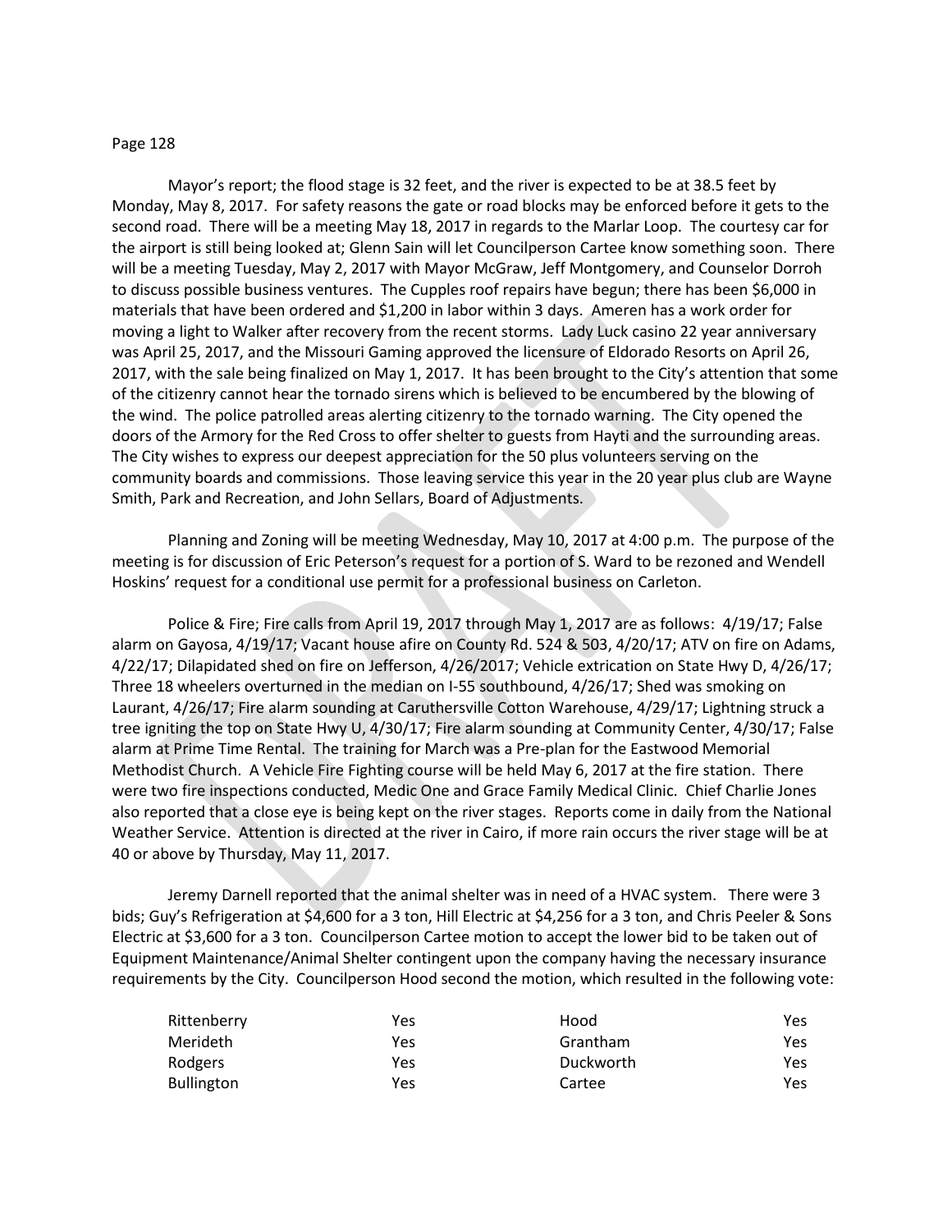Mayor's report; the flood stage is 32 feet, and the river is expected to be at 38.5 feet by Monday, May 8, 2017. For safety reasons the gate or road blocks may be enforced before it gets to the second road. There will be a meeting May 18, 2017 in regards to the Marlar Loop. The courtesy car for the airport is still being looked at; Glenn Sain will let Councilperson Cartee know something soon. There will be a meeting Tuesday, May 2, 2017 with Mayor McGraw, Jeff Montgomery, and Counselor Dorroh to discuss possible business ventures. The Cupples roof repairs have begun; there has been $6,000 in materials that have been ordered and $1,200 in labor within 3 days. Ameren has a work order for moving a light to Walker after recovery from the recent storms. Lady Luck casino 22 year anniversary was April 25, 2017, and the Missouri Gaming approved the licensure of Eldorado Resorts on April 26, 2017, with the sale being finalized on May 1, 2017. It has been brought to the City's attention that some of the citizenry cannot hear the tornado sirens which is believed to be encumbered by the blowing of the wind. The police patrolled areas alerting citizenry to the tornado warning. The City opened the doors of the Armory for the Red Cross to offer shelter to guests from Hayti and the surrounding areas. The City wishes to express our deepest appreciation for the 50 plus volunteers serving on the community boards and commissions. Those leaving service this year in the 20 year plus club are Wayne Smith, Park and Recreation, and John Sellars, Board of Adjustments.

Planning and Zoning will be meeting Wednesday, May 10, 2017 at 4:00 p.m. The purpose of the meeting is for discussion of Eric Peterson's request for a portion of S. Ward to be rezoned and Wendell Hoskins' request for a conditional use permit for a professional business on Carleton.

Police & Fire; Fire calls from April 19, 2017 through May 1, 2017 are as follows: 4/19/17; False alarm on Gayosa, 4/19/17; Vacant house afire on County Rd. 524 & 503, 4/20/17; ATV on fire on Adams, 4/22/17; Dilapidated shed on fire on Jefferson, 4/26/2017; Vehicle extrication on State Hwy D, 4/26/17; Three 18 wheelers overturned in the median on I-55 southbound, 4/26/17; Shed was smoking on Laurant, 4/26/17; Fire alarm sounding at Caruthersville Cotton Warehouse, 4/29/17; Lightning struck a tree igniting the top on State Hwy U, 4/30/17; Fire alarm sounding at Community Center, 4/30/17; False alarm at Prime Time Rental. The training for March was a Pre-plan for the Eastwood Memorial Methodist Church. A Vehicle Fire Fighting course will be held May 6, 2017 at the fire station. There were two fire inspections conducted, Medic One and Grace Family Medical Clinic. Chief Charlie Jones also reported that a close eye is being kept on the river stages. Reports come in daily from the National Weather Service. Attention is directed at the river in Cairo, if more rain occurs the river stage will be at 40 or above by Thursday, May 11, 2017.

Jeremy Darnell reported that the animal shelter was in need of a HVAC system. There were 3 bids; Guy's Refrigeration at $4,600 for a 3 ton, Hill Electric at $4,256 for a 3 ton, and Chris Peeler & Sons Electric at $3,600 for a 3 ton. Councilperson Cartee motion to accept the lower bid to be taken out of Equipment Maintenance/Animal Shelter contingent upon the company having the necessary insurance requirements by the City. Councilperson Hood second the motion, which resulted in the following vote:

| | | | |
|---|---|---|---|
| Rittenberry | Yes | Hood | Yes |
| Merideth | Yes | Grantham | Yes |
| Rodgers | Yes | Duckworth | Yes |
| Bullington | Yes | Cartee | Yes |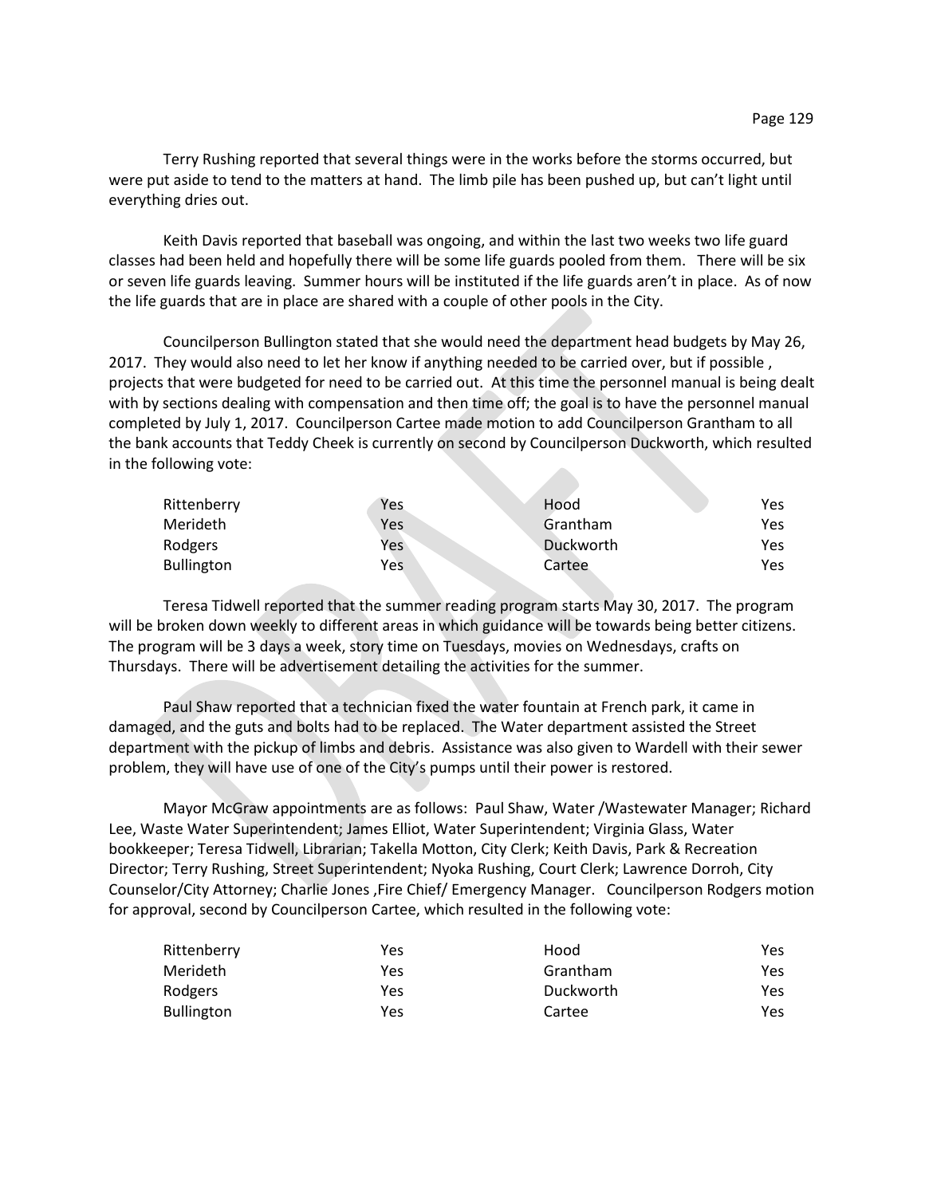Terry Rushing reported that several things were in the works before the storms occurred, but were put aside to tend to the matters at hand. The limb pile has been pushed up, but can't light until everything dries out.

Keith Davis reported that baseball was ongoing, and within the last two weeks two life guard classes had been held and hopefully there will be some life guards pooled from them. There will be six or seven life guards leaving. Summer hours will be instituted if the life guards aren't in place. As of now the life guards that are in place are shared with a couple of other pools in the City.

Councilperson Bullington stated that she would need the department head budgets by May 26, 2017. They would also need to let her know if anything needed to be carried over, but if possible , projects that were budgeted for need to be carried out. At this time the personnel manual is being dealt with by sections dealing with compensation and then time off; the goal is to have the personnel manual completed by July 1, 2017. Councilperson Cartee made motion to add Councilperson Grantham to all the bank accounts that Teddy Cheek is currently on second by Councilperson Duckworth, which resulted in the following vote:

| | | | |
|---|---|---|---|
| Rittenberry | Yes | Hood | Yes |
| Merideth | Yes | Grantham | Yes |
| Rodgers | Yes | Duckworth | Yes |
| Bullington | Yes | Cartee | Yes |

Teresa Tidwell reported that the summer reading program starts May 30, 2017. The program will be broken down weekly to different areas in which guidance will be towards being better citizens. The program will be 3 days a week, story time on Tuesdays, movies on Wednesdays, crafts on Thursdays. There will be advertisement detailing the activities for the summer.

Paul Shaw reported that a technician fixed the water fountain at French park, it came in damaged, and the guts and bolts had to be replaced. The Water department assisted the Street department with the pickup of limbs and debris. Assistance was also given to Wardell with their sewer problem, they will have use of one of the City's pumps until their power is restored.

Mayor McGraw appointments are as follows: Paul Shaw, Water /Wastewater Manager; Richard Lee, Waste Water Superintendent; James Elliot, Water Superintendent; Virginia Glass, Water bookkeeper; Teresa Tidwell, Librarian; Takella Motton, City Clerk; Keith Davis, Park & Recreation Director; Terry Rushing, Street Superintendent; Nyoka Rushing, Court Clerk; Lawrence Dorroh, City Counselor/City Attorney; Charlie Jones ,Fire Chief/ Emergency Manager. Councilperson Rodgers motion for approval, second by Councilperson Cartee, which resulted in the following vote:

| | | | |
|---|---|---|---|
| Rittenberry | Yes | Hood | Yes |
| Merideth | Yes | Grantham | Yes |
| Rodgers | Yes | Duckworth | Yes |
| Bullington | Yes | Cartee | Yes |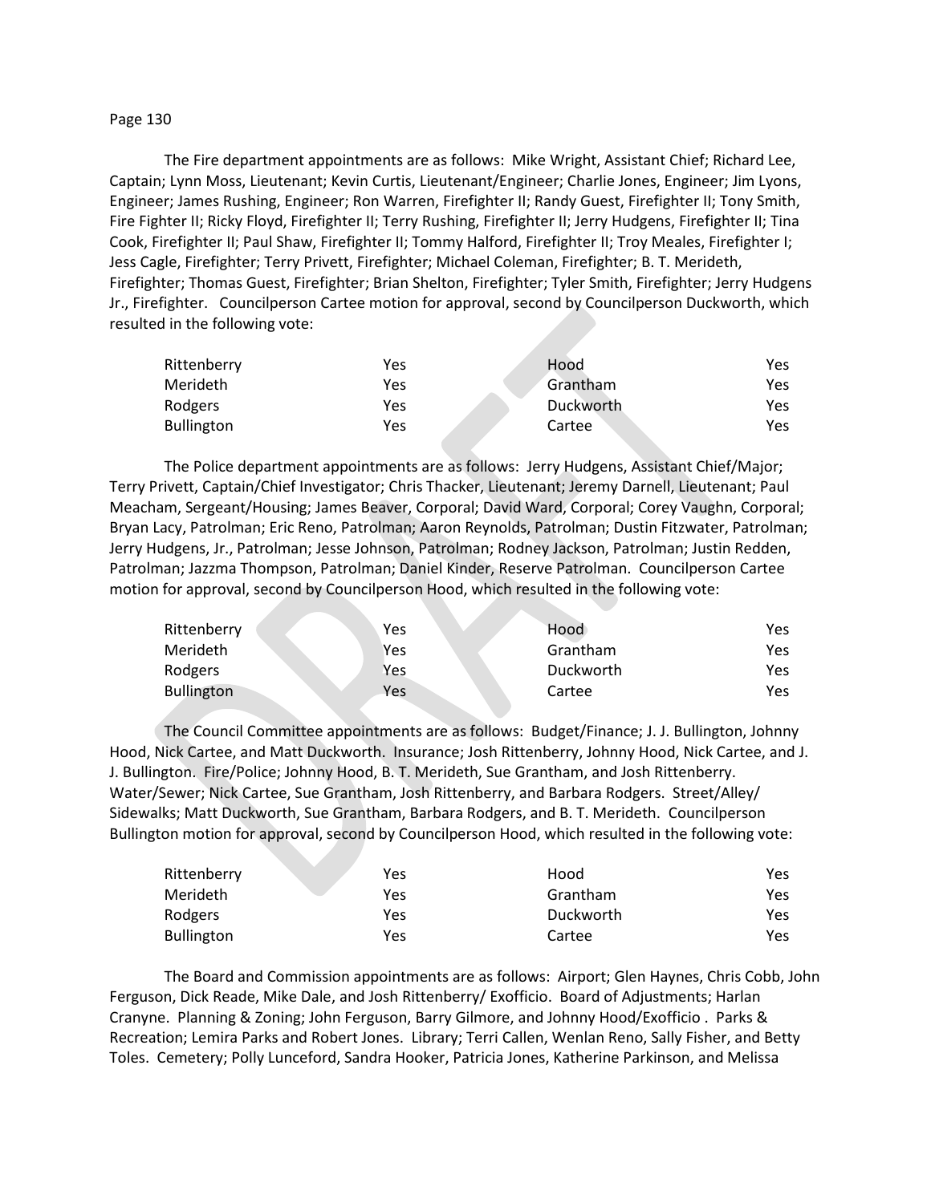The Fire department appointments are as follows: Mike Wright, Assistant Chief; Richard Lee, Captain; Lynn Moss, Lieutenant; Kevin Curtis, Lieutenant/Engineer; Charlie Jones, Engineer; Jim Lyons, Engineer; James Rushing, Engineer; Ron Warren, Firefighter II; Randy Guest, Firefighter II; Tony Smith, Fire Fighter II; Ricky Floyd, Firefighter II; Terry Rushing, Firefighter II; Jerry Hudgens, Firefighter II; Tina Cook, Firefighter II; Paul Shaw, Firefighter II; Tommy Halford, Firefighter II; Troy Meales, Firefighter I; Jess Cagle, Firefighter; Terry Privett, Firefighter; Michael Coleman, Firefighter; B. T. Merideth, Firefighter; Thomas Guest, Firefighter; Brian Shelton, Firefighter; Tyler Smith, Firefighter; Jerry Hudgens Jr., Firefighter. Councilperson Cartee motion for approval, second by Councilperson Duckworth, which resulted in the following vote:

| | | | |
|---|---|---|---|
| Rittenberry | Yes | Hood | Yes |
| Merideth | Yes | Grantham | Yes |
| Rodgers | Yes | Duckworth | Yes |
| Bullington | Yes | Cartee | Yes |

The Police department appointments are as follows: Jerry Hudgens, Assistant Chief/Major; Terry Privett, Captain/Chief Investigator; Chris Thacker, Lieutenant; Jeremy Darnell, Lieutenant; Paul Meacham, Sergeant/Housing; James Beaver, Corporal; David Ward, Corporal; Corey Vaughn, Corporal; Bryan Lacy, Patrolman; Eric Reno, Patrolman; Aaron Reynolds, Patrolman; Dustin Fitzwater, Patrolman; Jerry Hudgens, Jr., Patrolman; Jesse Johnson, Patrolman; Rodney Jackson, Patrolman; Justin Redden, Patrolman; Jazzma Thompson, Patrolman; Daniel Kinder, Reserve Patrolman. Councilperson Cartee motion for approval, second by Councilperson Hood, which resulted in the following vote:

| | | | |
|---|---|---|---|
| Rittenberry | Yes | Hood | Yes |
| Merideth | Yes | Grantham | Yes |
| Rodgers | Yes | Duckworth | Yes |
| Bullington | Yes | Cartee | Yes |

The Council Committee appointments are as follows: Budget/Finance; J. J. Bullington, Johnny Hood, Nick Cartee, and Matt Duckworth. Insurance; Josh Rittenberry, Johnny Hood, Nick Cartee, and J. J. Bullington. Fire/Police; Johnny Hood, B. T. Merideth, Sue Grantham, and Josh Rittenberry. Water/Sewer; Nick Cartee, Sue Grantham, Josh Rittenberry, and Barbara Rodgers. Street/Alley/ Sidewalks; Matt Duckworth, Sue Grantham, Barbara Rodgers, and B. T. Merideth. Councilperson Bullington motion for approval, second by Councilperson Hood, which resulted in the following vote:

| | | | |
|---|---|---|---|
| Rittenberry | Yes | Hood | Yes |
| Merideth | Yes | Grantham | Yes |
| Rodgers | Yes | Duckworth | Yes |
| Bullington | Yes | Cartee | Yes |

The Board and Commission appointments are as follows: Airport; Glen Haynes, Chris Cobb, John Ferguson, Dick Reade, Mike Dale, and Josh Rittenberry/ Exofficio. Board of Adjustments; Harlan Cranyne. Planning & Zoning; John Ferguson, Barry Gilmore, and Johnny Hood/Exofficio . Parks & Recreation; Lemira Parks and Robert Jones. Library; Terri Callen, Wenlan Reno, Sally Fisher, and Betty Toles. Cemetery; Polly Lunceford, Sandra Hooker, Patricia Jones, Katherine Parkinson, and Melissa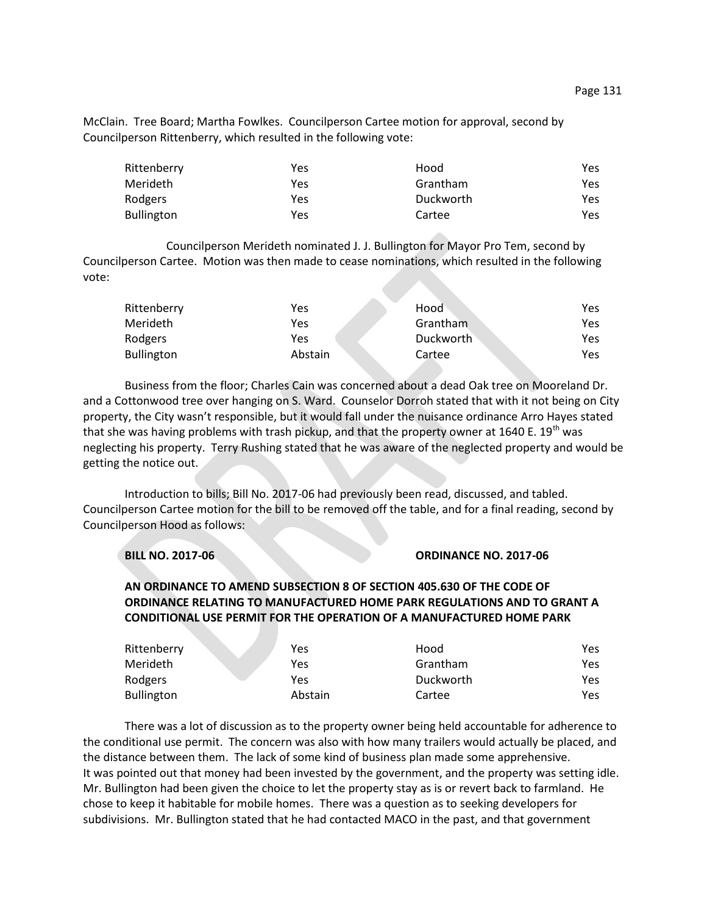McClain. Tree Board; Martha Fowlkes. Councilperson Cartee motion for approval, second by Councilperson Rittenberry, which resulted in the following vote:

| | | | |
|---|---|---|---|
| Rittenberry | Yes | Hood | Yes |
| Merideth | Yes | Grantham | Yes |
| Rodgers | Yes | Duckworth | Yes |
| Bullington | Yes | Cartee | Yes |

Councilperson Merideth nominated J. J. Bullington for Mayor Pro Tem, second by Councilperson Cartee. Motion was then made to cease nominations, which resulted in the following vote:

| | | | |
|---|---|---|---|
| Rittenberry | Yes | Hood | Yes |
| Merideth | Yes | Grantham | Yes |
| Rodgers | Yes | Duckworth | Yes |
| Bullington | Abstain | Cartee | Yes |

Business from the floor; Charles Cain was concerned about a dead Oak tree on Mooreland Dr. and a Cottonwood tree over hanging on S. Ward. Counselor Dorroh stated that with it not being on City property, the City wasn't responsible, but it would fall under the nuisance ordinance Arro Hayes stated that she was having problems with trash pickup, and that the property owner at 1640 E. 19th was neglecting his property. Terry Rushing stated that he was aware of the neglected property and would be getting the notice out.

Introduction to bills; Bill No. 2017-06 had previously been read, discussed, and tabled. Councilperson Cartee motion for the bill to be removed off the table, and for a final reading, second by Councilperson Hood as follows:

**BILL NO. 2017-06** **ORDINANCE NO. 2017-06**

**AN ORDINANCE TO AMEND SUBSECTION 8 OF SECTION 405.630 OF THE CODE OF ORDINANCE RELATING TO MANUFACTURED HOME PARK REGULATIONS AND TO GRANT A CONDITIONAL USE PERMIT FOR THE OPERATION OF A MANUFACTURED HOME PARK**

| | | | |
|---|---|---|---|
| Rittenberry | Yes | Hood | Yes |
| Merideth | Yes | Grantham | Yes |
| Rodgers | Yes | Duckworth | Yes |
| Bullington | Abstain | Cartee | Yes |

There was a lot of discussion as to the property owner being held accountable for adherence to the conditional use permit. The concern was also with how many trailers would actually be placed, and the distance between them. The lack of some kind of business plan made some apprehensive. It was pointed out that money had been invested by the government, and the property was setting idle. Mr. Bullington had been given the choice to let the property stay as is or revert back to farmland. He chose to keep it habitable for mobile homes. There was a question as to seeking developers for subdivisions. Mr. Bullington stated that he had contacted MACO in the past, and that government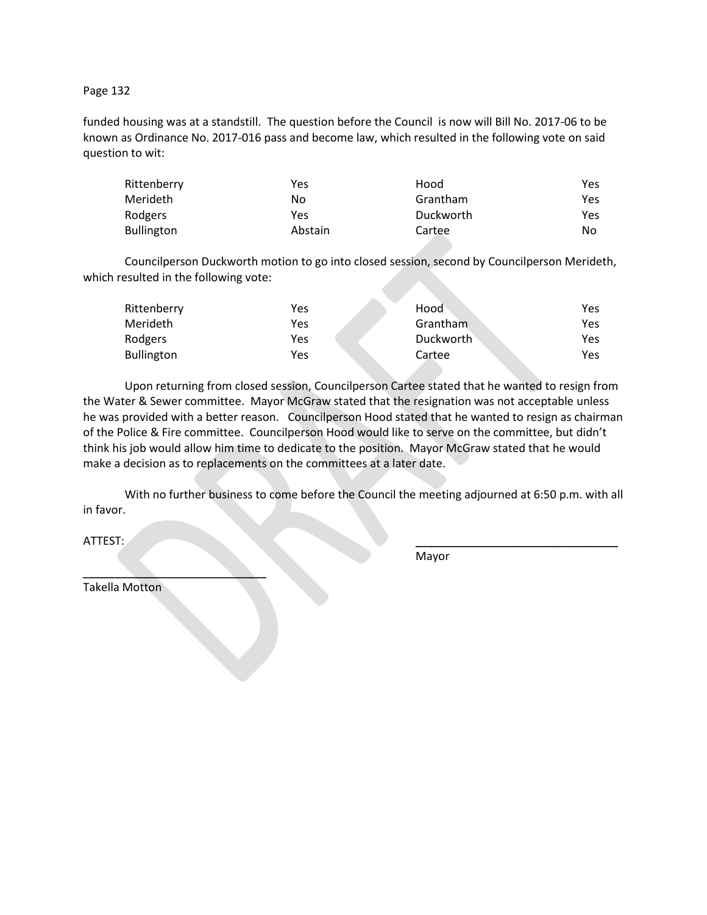funded housing was at a standstill. The question before the Council is now will Bill No. 2017-06 to be known as Ordinance No. 2017-016 pass and become law, which resulted in the following vote on said question to wit:

| | | | |
|---|---|---|---|
| Rittenberry | Yes | Hood | Yes |
| Merideth | No | Grantham | Yes |
| Rodgers | Yes | Duckworth | Yes |
| Bullington | Abstain | Cartee | No |

Councilperson Duckworth motion to go into closed session, second by Councilperson Merideth, which resulted in the following vote:

| | | | |
|---|---|---|---|
| Rittenberry | Yes | Hood | Yes |
| Merideth | Yes | Grantham | Yes |
| Rodgers | Yes | Duckworth | Yes |
| Bullington | Yes | Cartee | Yes |

Upon returning from closed session, Councilperson Cartee stated that he wanted to resign from the Water & Sewer committee. Mayor McGraw stated that the resignation was not acceptable unless he was provided with a better reason. Councilperson Hood stated that he wanted to resign as chairman of the Police & Fire committee. Councilperson Hood would like to serve on the committee, but didn't think his job would allow him time to dedicate to the position. Mayor McGraw stated that he would make a decision as to replacements on the committees at a later date.

With no further business to come before the Council the meeting adjourned at 6:50 p.m. with all in favor.

ATTEST: 

________________________________
Mayor

______________________________
Takella Motton

DRAFT